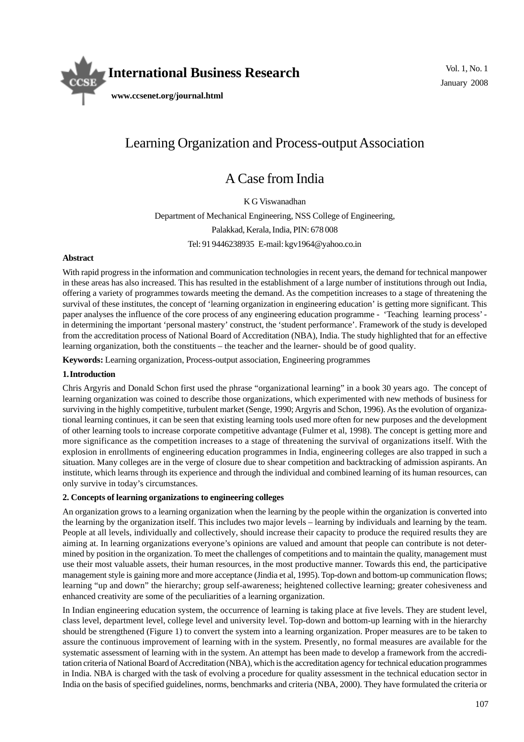# Learning Organization and Process-output Association

## A Case from India

K G Viswanadhan

Department of Mechanical Engineering, NSS College of Engineering,

Palakkad, Kerala, India, PIN: 678 008

Tel: 91 9446238935 E-mail: kgv1964@yahoo.co.in

**Abstract**

With rapid progress in the information and communication technologies in recent years, the demand for technical manpower in these areas has also increased. This has resulted in the establishment of a large number of institutions through out India, offering a variety of programmes towards meeting the demand. As the competition increases to a stage of threatening the survival of these institutes, the concept of 'learning organization in engineering education' is getting more significant. This paper analyses the influence of the core process of any engineering education programme - 'Teaching learning process' - in determining the important 'personal mastery' construct, the 'student performance'. Framework of the study is developed from the accreditation process of National Board of Accreditation (NBA), India. The study highlighted that for an effective learning organization, both the constituents – the teacher and the learner- should be of good quality.

**Keywords:** Learning organization, Process-output association, Engineering programmes

### 1. Introduction

Chris Argyris and Donald Schon first used the phrase "organizational learning" in a book 30 years ago. The concept of learning organization was coined to describe those organizations, which experimented with new methods of business for surviving in the highly competitive, turbulent market (Senge, 1990; Argyris and Schon, 1996). As the evolution of organizational learning continues, it can be seen that existing learning tools used more often for new purposes and the development of other learning tools to increase corporate competitive advantage (Fulmer et al, 1998). The concept is getting more and more significance as the competition increases to a stage of threatening the survival of organizations itself. With the explosion in enrollments of engineering education programmes in India, engineering colleges are also trapped in such a situation. Many colleges are in the verge of closure due to shear competition and backtracking of admission aspirants. An institute, which learns through its experience and through the individual and combined learning of its human resources, can only survive in today's circumstances.

### 2. Concepts of learning organizations to engineering colleges

An organization grows to a learning organization when the learning by the people within the organization is converted into the learning by the organization itself. This includes two major levels – learning by individuals and learning by the team. People at all levels, individually and collectively, should increase their capacity to produce the required results they are aiming at. In learning organizations everyone's opinions are valued and amount that people can contribute is not determined by position in the organization. To meet the challenges of competitions and to maintain the quality, management must use their most valuable assets, their human resources, in the most productive manner. Towards this end, the participative management style is gaining more and more acceptance (Jindia et al, 1995). Top-down and bottom-up communication flows; learning "up and down" the hierarchy; group self-awareness; heightened collective learning; greater cohesiveness and enhanced creativity are some of the peculiarities of a learning organization.

In Indian engineering education system, the occurrence of learning is taking place at five levels. They are student level, class level, department level, college level and university level. Top-down and bottom-up learning with in the hierarchy should be strengthened (Figure 1) to convert the system into a learning organization. Proper measures are to be taken to assure the continuous improvement of learning with in the system. Presently, no formal measures are available for the systematic assessment of learning with in the system. An attempt has been made to develop a framework from the accreditation criteria of National Board of Accreditation (NBA), which is the accreditation agency for technical education programmes in India. NBA is charged with the task of evolving a procedure for quality assessment in the technical education sector in India on the basis of specified guidelines, norms, benchmarks and criteria (NBA, 2000). They have formulated the criteria or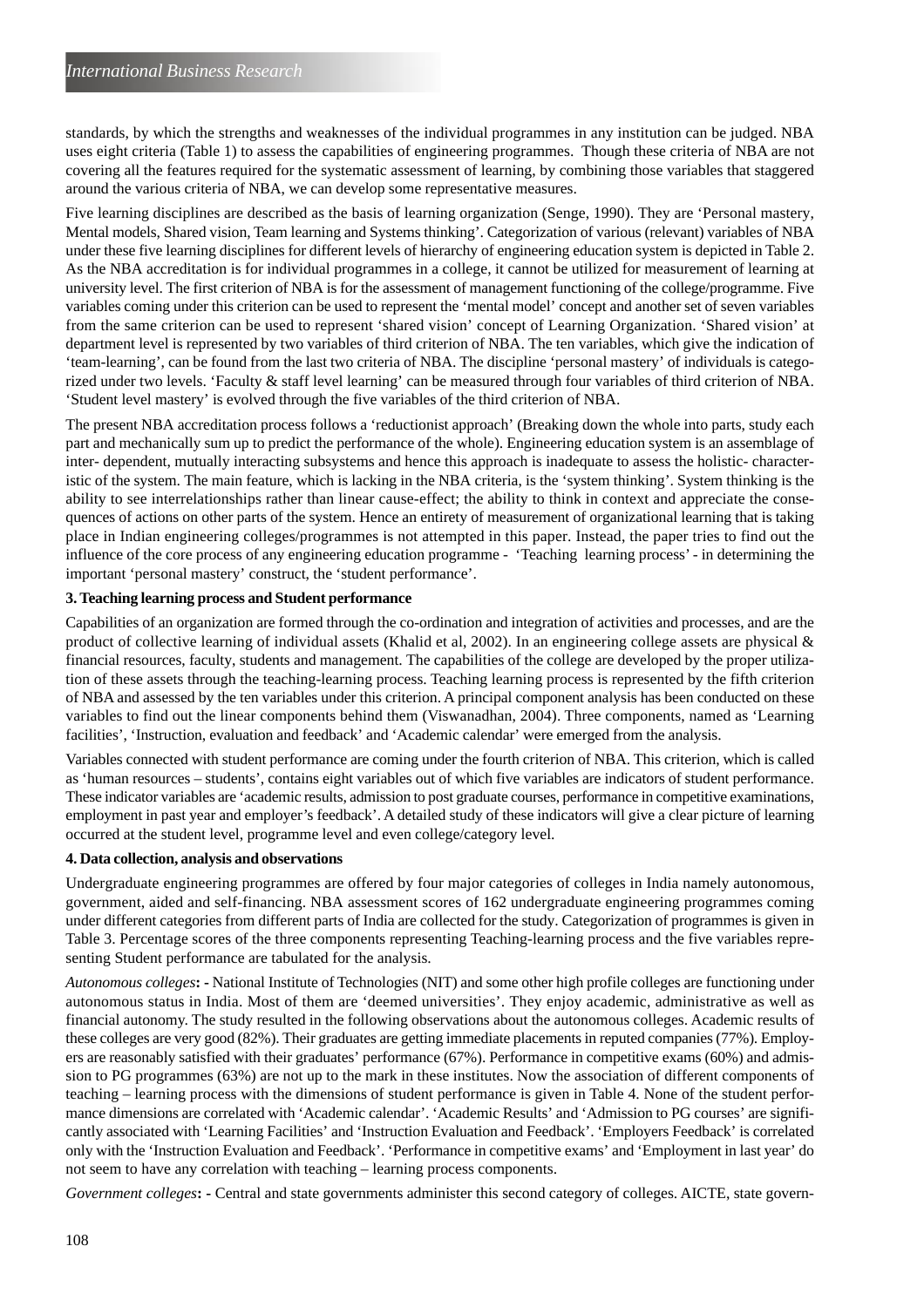standards, by which the strengths and weaknesses of the individual programmes in any institution can be judged. NBA uses eight criteria (Table 1) to assess the capabilities of engineering programmes. Though these criteria of NBA are not covering all the features required for the systematic assessment of learning, by combining those variables that staggered around the various criteria of NBA, we can develop some representative measures.

Five learning disciplines are described as the basis of learning organization (Senge, 1990). They are 'Personal mastery, Mental models, Shared vision, Team learning and Systems thinking'. Categorization of various (relevant) variables of NBA under these five learning disciplines for different levels of hierarchy of engineering education system is depicted in Table 2. As the NBA accreditation is for individual programmes in a college, it cannot be utilized for measurement of learning at university level. The first criterion of NBA is for the assessment of management functioning of the college/programme. Five variables coming under this criterion can be used to represent the 'mental model' concept and another set of seven variables from the same criterion can be used to represent 'shared vision' concept of Learning Organization. 'Shared vision' at department level is represented by two variables of third criterion of NBA. The ten variables, which give the indication of 'team-learning', can be found from the last two criteria of NBA. The discipline 'personal mastery' of individuals is categorized under two levels. 'Faculty & staff level learning' can be measured through four variables of third criterion of NBA. 'Student level mastery' is evolved through the five variables of the third criterion of NBA.

The present NBA accreditation process follows a 'reductionist approach' (Breaking down the whole into parts, study each part and mechanically sum up to predict the performance of the whole). Engineering education system is an assemblage of inter- dependent, mutually interacting subsystems and hence this approach is inadequate to assess the holistic- characteristic of the system. The main feature, which is lacking in the NBA criteria, is the 'system thinking'. System thinking is the ability to see interrelationships rather than linear cause-effect; the ability to think in context and appreciate the consequences of actions on other parts of the system. Hence an entirety of measurement of organizational learning that is taking place in Indian engineering colleges/programmes is not attempted in this paper. Instead, the paper tries to find out the influence of the core process of any engineering education programme - 'Teaching learning process' - in determining the important 'personal mastery' construct, the 'student performance'.

### 3. Teaching learning process and Student performance

Capabilities of an organization are formed through the co-ordination and integration of activities and processes, and are the product of collective learning of individual assets (Khalid et al, 2002). In an engineering college assets are physical & financial resources, faculty, students and management. The capabilities of the college are developed by the proper utilization of these assets through the teaching-learning process. Teaching learning process is represented by the fifth criterion of NBA and assessed by the ten variables under this criterion. A principal component analysis has been conducted on these variables to find out the linear components behind them (Viswanadhan, 2004). Three components, named as 'Learning facilities', 'Instruction, evaluation and feedback' and 'Academic calendar' were emerged from the analysis.

Variables connected with student performance are coming under the fourth criterion of NBA. This criterion, which is called as 'human resources – students', contains eight variables out of which five variables are indicators of student performance. These indicator variables are 'academic results, admission to post graduate courses, performance in competitive examinations, employment in past year and employer's feedback'. A detailed study of these indicators will give a clear picture of learning occurred at the student level, programme level and even college/category level.

### 4. Data collection, analysis and observations

Undergraduate engineering programmes are offered by four major categories of colleges in India namely autonomous, government, aided and self-financing. NBA assessment scores of 162 undergraduate engineering programmes coming under different categories from different parts of India are collected for the study. Categorization of programmes is given in Table 3. Percentage scores of the three components representing Teaching-learning process and the five variables representing Student performance are tabulated for the analysis.

*Autonomous colleges*: - National Institute of Technologies (NIT) and some other high profile colleges are functioning under autonomous status in India. Most of them are 'deemed universities'. They enjoy academic, administrative as well as financial autonomy. The study resulted in the following observations about the autonomous colleges. Academic results of these colleges are very good (82%). Their graduates are getting immediate placements in reputed companies (77%). Employers are reasonably satisfied with their graduates' performance (67%). Performance in competitive exams (60%) and admission to PG programmes (63%) are not up to the mark in these institutes. Now the association of different components of teaching – learning process with the dimensions of student performance is given in Table 4. None of the student performance dimensions are correlated with 'Academic calendar'. 'Academic Results' and 'Admission to PG courses' are significantly associated with 'Learning Facilities' and 'Instruction Evaluation and Feedback'. 'Employers Feedback' is correlated only with the 'Instruction Evaluation and Feedback'. 'Performance in competitive exams' and 'Employment in last year' do not seem to have any correlation with teaching – learning process components.

*Government colleges*: - Central and state governments administer this second category of colleges. AICTE, state govern-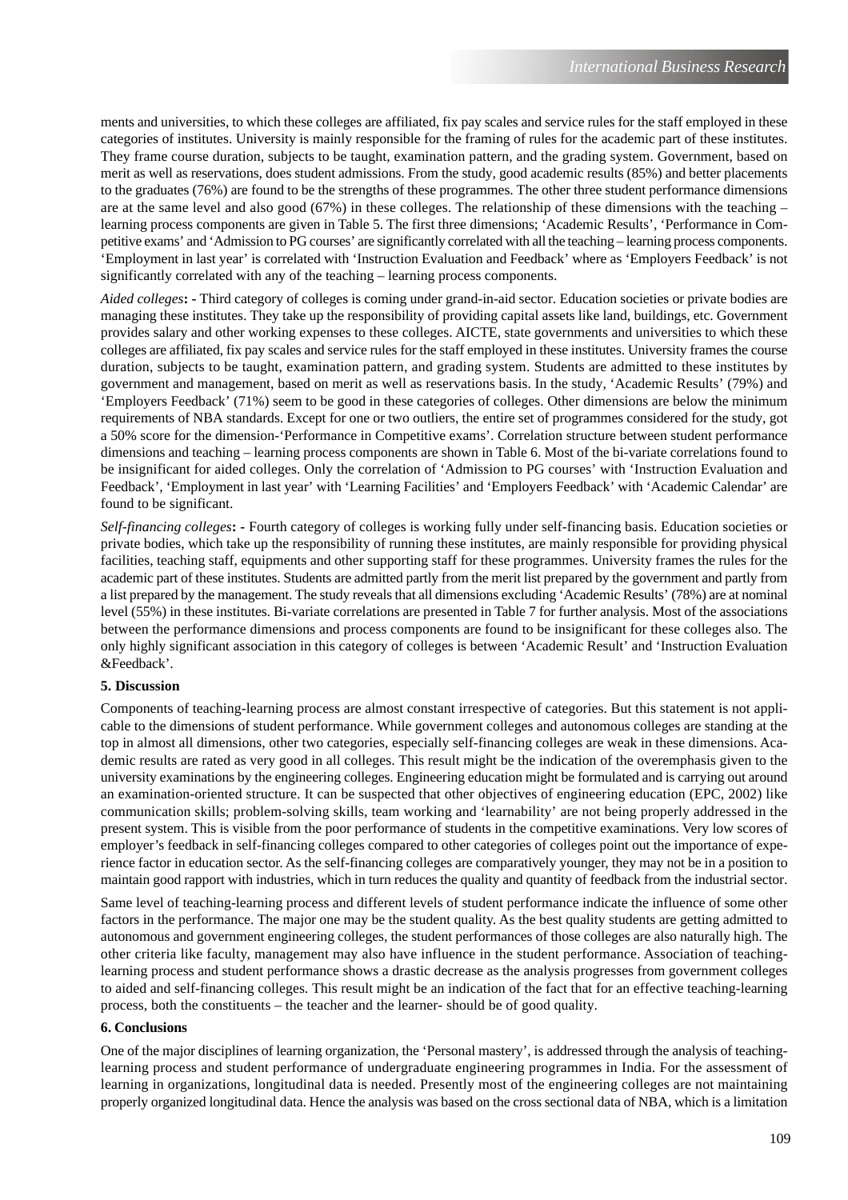ments and universities, to which these colleges are affiliated, fix pay scales and service rules for the staff employed in these categories of institutes. University is mainly responsible for the framing of rules for the academic part of these institutes. They frame course duration, subjects to be taught, examination pattern, and the grading system. Government, based on merit as well as reservations, does student admissions. From the study, good academic results (85%) and better placements to the graduates (76%) are found to be the strengths of these programmes. The other three student performance dimensions are at the same level and also good (67%) in these colleges. The relationship of these dimensions with the teaching – learning process components are given in Table 5. The first three dimensions; 'Academic Results', 'Performance in Competitive exams' and 'Admission to PG courses' are significantly correlated with all the teaching – learning process components. 'Employment in last year' is correlated with 'Instruction Evaluation and Feedback' where as 'Employers Feedback' is not significantly correlated with any of the teaching – learning process components.

*Aided colleges*: - Third category of colleges is coming under grand-in-aid sector. Education societies or private bodies are managing these institutes. They take up the responsibility of providing capital assets like land, buildings, etc. Government provides salary and other working expenses to these colleges. AICTE, state governments and universities to which these colleges are affiliated, fix pay scales and service rules for the staff employed in these institutes. University frames the course duration, subjects to be taught, examination pattern, and grading system. Students are admitted to these institutes by government and management, based on merit as well as reservations basis. In the study, 'Academic Results' (79%) and 'Employers Feedback' (71%) seem to be good in these categories of colleges. Other dimensions are below the minimum requirements of NBA standards. Except for one or two outliers, the entire set of programmes considered for the study, got a 50% score for the dimension-'Performance in Competitive exams'. Correlation structure between student performance dimensions and teaching – learning process components are shown in Table 6. Most of the bi-variate correlations found to be insignificant for aided colleges. Only the correlation of 'Admission to PG courses' with 'Instruction Evaluation and Feedback', 'Employment in last year' with 'Learning Facilities' and 'Employers Feedback' with 'Academic Calendar' are found to be significant.

*Self-financing colleges*: - Fourth category of colleges is working fully under self-financing basis. Education societies or private bodies, which take up the responsibility of running these institutes, are mainly responsible for providing physical facilities, teaching staff, equipments and other supporting staff for these programmes. University frames the rules for the academic part of these institutes. Students are admitted partly from the merit list prepared by the government and partly from a list prepared by the management. The study reveals that all dimensions excluding 'Academic Results' (78%) are at nominal level (55%) in these institutes. Bi-variate correlations are presented in Table 7 for further analysis. Most of the associations between the performance dimensions and process components are found to be insignificant for these colleges also. The only highly significant association in this category of colleges is between 'Academic Result' and 'Instruction Evaluation &Feedback'.

**5. Discussion**

Components of teaching-learning process are almost constant irrespective of categories. But this statement is not applicable to the dimensions of student performance. While government colleges and autonomous colleges are standing at the top in almost all dimensions, other two categories, especially self-financing colleges are weak in these dimensions. Academic results are rated as very good in all colleges. This result might be the indication of the overemphasis given to the university examinations by the engineering colleges. Engineering education might be formulated and is carrying out around an examination-oriented structure. It can be suspected that other objectives of engineering education (EPC, 2002) like communication skills; problem-solving skills, team working and 'learnability' are not being properly addressed in the present system. This is visible from the poor performance of students in the competitive examinations. Very low scores of employer's feedback in self-financing colleges compared to other categories of colleges point out the importance of experience factor in education sector. As the self-financing colleges are comparatively younger, they may not be in a position to maintain good rapport with industries, which in turn reduces the quality and quantity of feedback from the industrial sector.

Same level of teaching-learning process and different levels of student performance indicate the influence of some other factors in the performance. The major one may be the student quality. As the best quality students are getting admitted to autonomous and government engineering colleges, the student performances of those colleges are also naturally high. The other criteria like faculty, management may also have influence in the student performance. Association of teaching-learning process and student performance shows a drastic decrease as the analysis progresses from government colleges to aided and self-financing colleges. This result might be an indication of the fact that for an effective teaching-learning process, both the constituents – the teacher and the learner- should be of good quality.

**6. Conclusions**

One of the major disciplines of learning organization, the 'Personal mastery', is addressed through the analysis of teaching-learning process and student performance of undergraduate engineering programmes in India. For the assessment of learning in organizations, longitudinal data is needed. Presently most of the engineering colleges are not maintaining properly organized longitudinal data. Hence the analysis was based on the cross sectional data of NBA, which is a limitation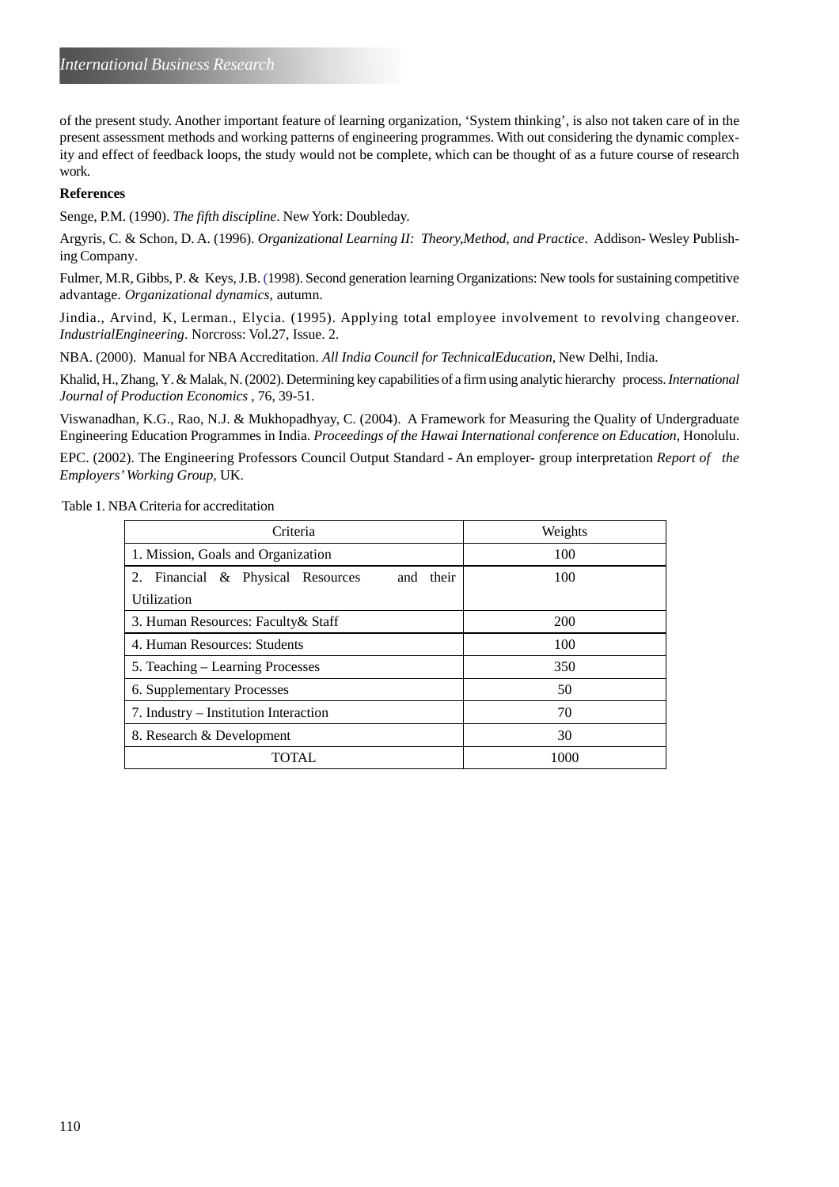of the present study. Another important feature of learning organization, 'System thinking', is also not taken care of in the present assessment methods and working patterns of engineering programmes. With out considering the dynamic complexity and effect of feedback loops, the study would not be complete, which can be thought of as a future course of research work.

**References**

Senge, P.M. (1990). *The fifth discipline*. New York: Doubleday.

Argyris, C. & Schon, D. A. (1996). *Organizational Learning II: Theory,Method, and Practice*. Addison- Wesley Publishing Company.

Fulmer, M.R, Gibbs, P. & Keys, J.B. (1998). Second generation learning Organizations: New tools for sustaining competitive advantage. *Organizational dynamics*, autumn.

Jindia., Arvind, K, Lerman., Elycia. (1995). Applying total employee involvement to revolving changeover. *IndustrialEngineering*. Norcross: Vol.27, Issue. 2.

NBA. (2000). Manual for NBA Accreditation. *All India Council for TechnicalEducation*, New Delhi, India.

Khalid, H., Zhang, Y. & Malak, N. (2002). Determining key capabilities of a firm using analytic hierarchy process. *International Journal of Production Economics* , 76, 39-51.

Viswanadhan, K.G., Rao, N.J. & Mukhopadhyay, C. (2004). A Framework for Measuring the Quality of Undergraduate Engineering Education Programmes in India. *Proceedings of the Hawai International conference on Education*, Honolulu.

EPC. (2002). The Engineering Professors Council Output Standard - An employer- group interpretation *Report of the Employers' Working Group*, UK.

Table 1. NBA Criteria for accreditation

| Criteria | Weights |
|---|---|
| 1. Mission, Goals and Organization | 100 |
| 2. Financial & Physical Resources and their Utilization | 100 |
| 3. Human Resources: Faculty& Staff | 200 |
| 4. Human Resources: Students | 100 |
| 5. Teaching – Learning Processes | 350 |
| 6. Supplementary Processes | 50 |
| 7. Industry – Institution Interaction | 70 |
| 8. Research & Development | 30 |
| TOTAL | 1000 |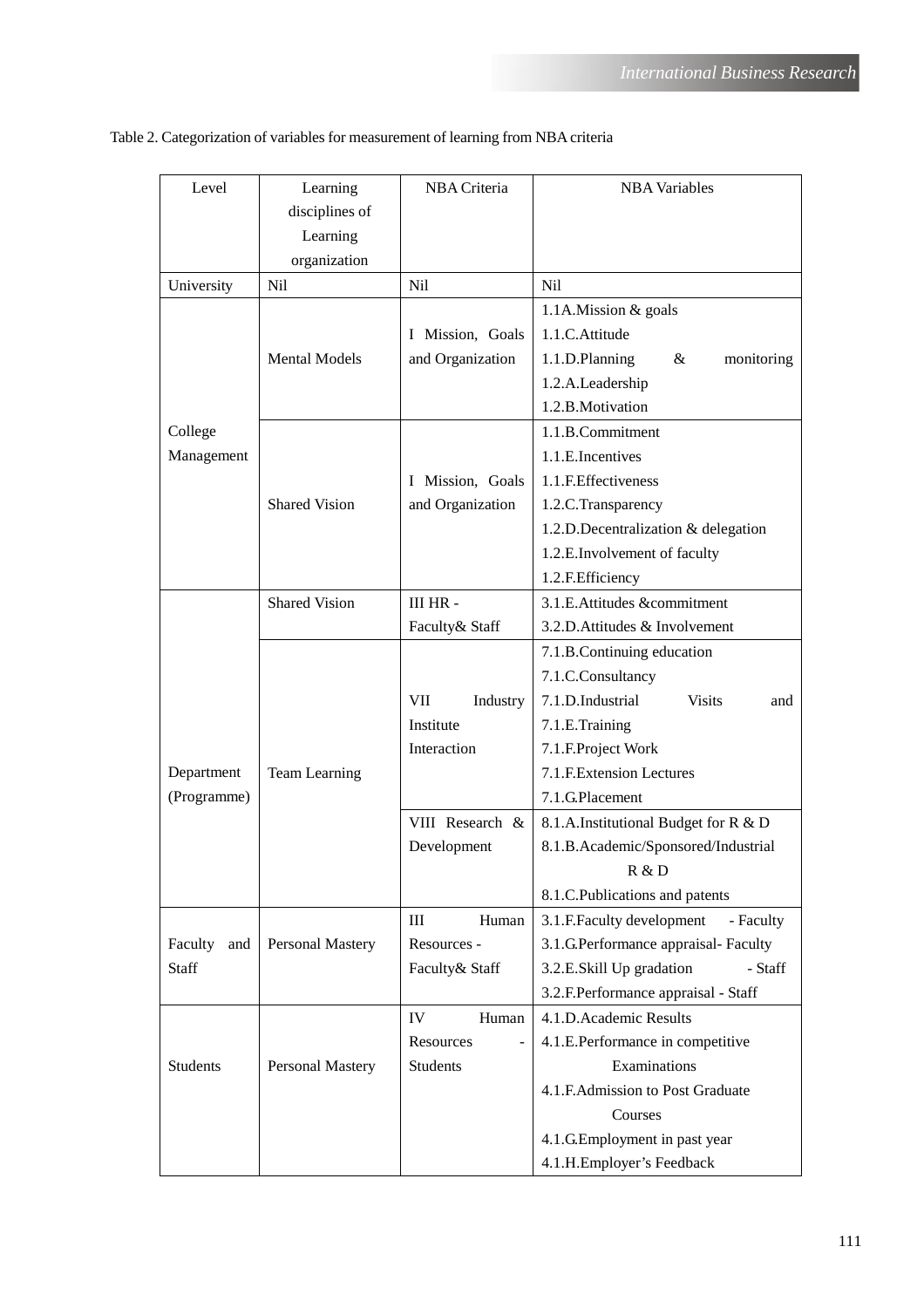Table 2. Categorization of variables for measurement of learning from NBA criteria

| Level | Learning disciplines of Learning organization | NBA Criteria | NBA Variables |
|---|---|---|---|
| University | Nil | Nil | Nil |
| College Management | Mental Models | I Mission, Goals and Organization | 1.1A.Mission & goals<br>1.1.C.Attitude<br>1.1.D.Planning & monitoring<br>1.2.A.Leadership<br>1.2.B.Motivation |
| | Shared Vision | I Mission, Goals and Organization | 1.1.B.Commitment<br>1.1.E.Incentives<br>1.1.F.Effectiveness<br>1.2.C.Transparency<br>1.2.D.Decentralization & delegation<br>1.2.E.Involvement of faculty<br>1.2.F.Efficiency |
| Department (Programme) | Shared Vision | III HR - Faculty& Staff | 3.1.E.Attitudes &commitment<br>3.2.D.Attitudes & Involvement |
| | Team Learning | VII Industry Institute Interaction | 7.1.B.Continuing education<br>7.1.C.Consultancy<br>7.1.D.Industrial Visits and<br>7.1.E.Training<br>7.1.F.Project Work<br>7.1.F.Extension Lectures<br>7.1.G.Placement |
| | | VIII Research & Development | 8.1.A.Institutional Budget for R & D<br>8.1.B.Academic/Sponsored/Industrial R & D<br>8.1.C.Publications and patents |
| Faculty and Staff | Personal Mastery | III Human Resources - Faculty& Staff | 3.1.F.Faculty development - Faculty<br>3.1.G.Performance appraisal- Faculty<br>3.2.E.Skill Up gradation - Staff<br>3.2.F.Performance appraisal - Staff |
| Students | Personal Mastery | IV Human Resources - Students | 4.1.D.Academic Results<br>4.1.E.Performance in competitive Examinations<br>4.1.F.Admission to Post Graduate Courses<br>4.1.G.Employment in past year<br>4.1.H.Employer's Feedback |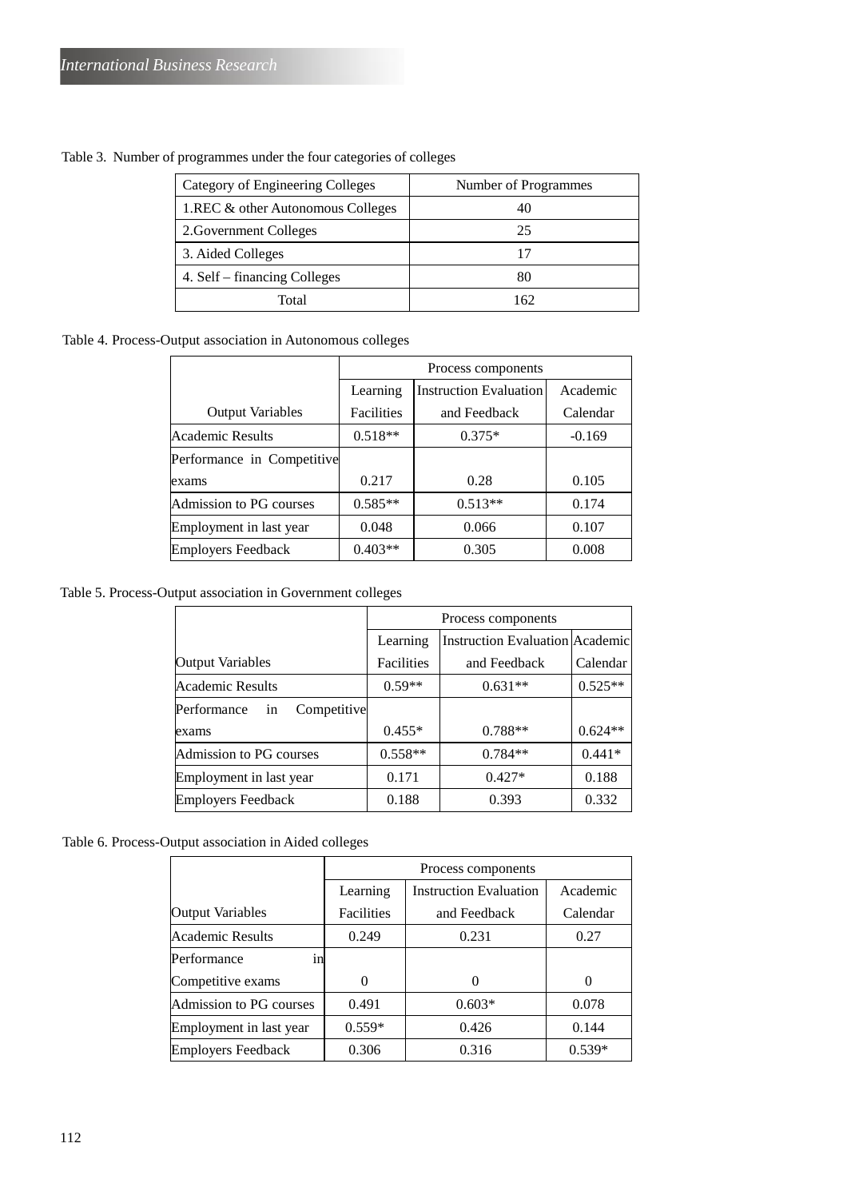Table 3. Number of programmes under the four categories of colleges

| Category of Engineering Colleges | Number of Programmes |
|---|---|
| 1.REC & other Autonomous Colleges | 40 |
| 2.Government Colleges | 25 |
| 3. Aided Colleges | 17 |
| 4. Self – financing Colleges | 80 |
| Total | 162 |

Table 4. Process-Output association in Autonomous colleges

| | Process components | | |
|---|---|---|---|
| Output Variables | Learning Facilities | Instruction Evaluation and Feedback | Academic Calendar |
| Academic Results | 0.518** | 0.375* | -0.169 |
| Performance in Competitive exams | 0.217 | 0.28 | 0.105 |
| Admission to PG courses | 0.585** | 0.513** | 0.174 |
| Employment in last year | 0.048 | 0.066 | 0.107 |
| Employers Feedback | 0.403** | 0.305 | 0.008 |

Table 5. Process-Output association in Government colleges

| | Process components | | |
|---|---|---|---|
| Output Variables | Learning Facilities | Instruction Evaluation and Feedback | Academic Calendar |
| Academic Results | 0.59** | 0.631** | 0.525** |
| Performance in Competitive exams | 0.455* | 0.788** | 0.624** |
| Admission to PG courses | 0.558** | 0.784** | 0.441* |
| Employment in last year | 0.171 | 0.427* | 0.188 |
| Employers Feedback | 0.188 | 0.393 | 0.332 |

Table 6. Process-Output association in Aided colleges

| | Process components | | |
|---|---|---|---|
| Output Variables | Learning Facilities | Instruction Evaluation and Feedback | Academic Calendar |
| Academic Results | 0.249 | 0.231 | 0.27 |
| Performance in Competitive exams | 0 | 0 | 0 |
| Admission to PG courses | 0.491 | 0.603* | 0.078 |
| Employment in last year | 0.559* | 0.426 | 0.144 |
| Employers Feedback | 0.306 | 0.316 | 0.539* |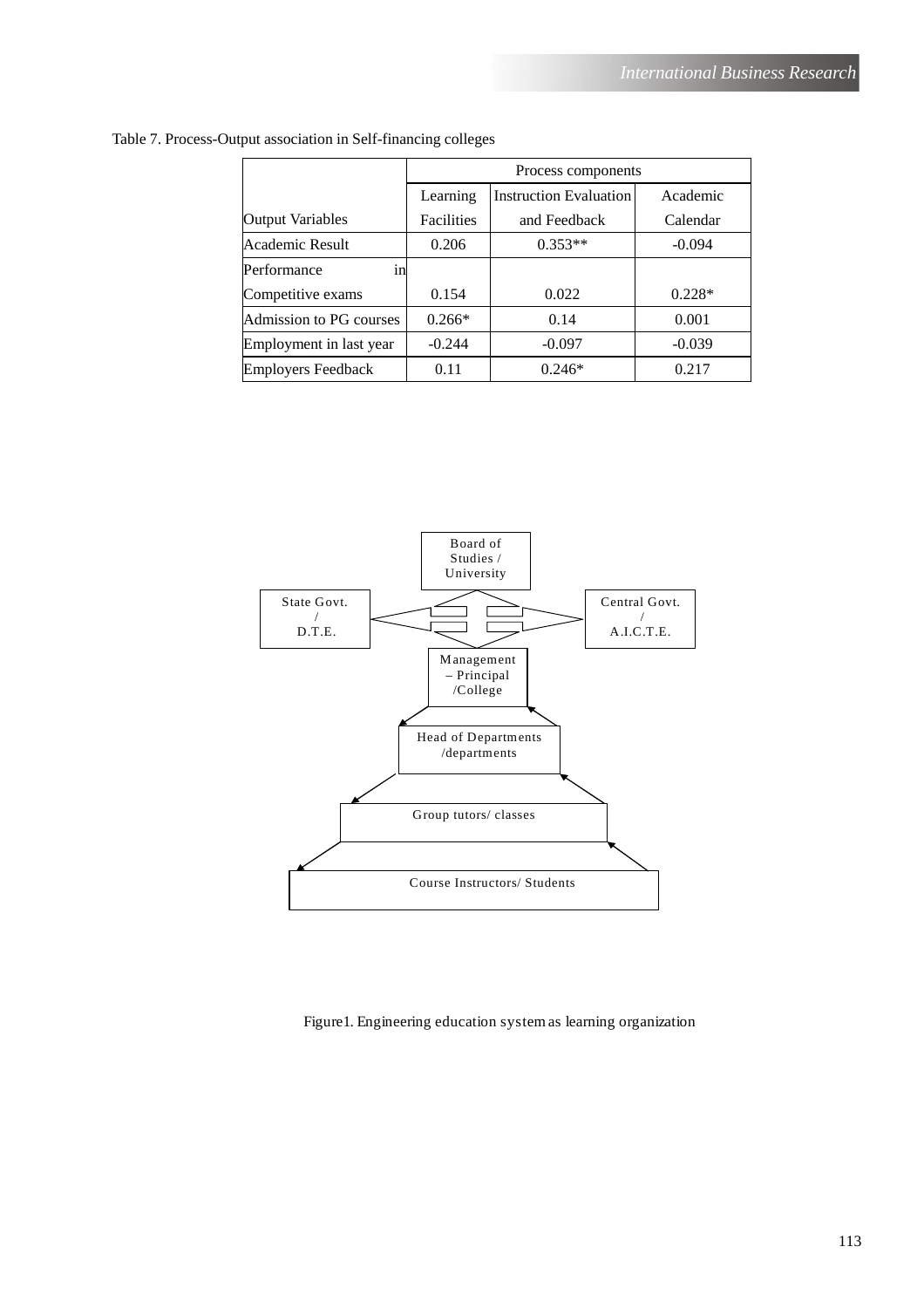Table 7. Process-Output association in Self-financing colleges

| | Process components | | |
|---|---|---|---|
| Output Variables | Learning Facilities | Instruction Evaluation and Feedback | Academic Calendar |
| Academic Result | 0.206 | 0.353** | -0.094 |
| Performance in Competitive exams | 0.154 | 0.022 | 0.228* |
| Admission to PG courses | 0.266* | 0.14 | 0.001 |
| Employment in last year | -0.244 | -0.097 | -0.039 |
| Employers Feedback | 0.11 | 0.246* | 0.217 |

Board of Studies / University

State Govt. / D.T.E.

Central Govt. / A.I.C.T.E.

Management – Principal /College

Head of Departments /departments

Group tutors/ classes

Course Instructors/ Students

Figure1. Engineering education system as learning organization